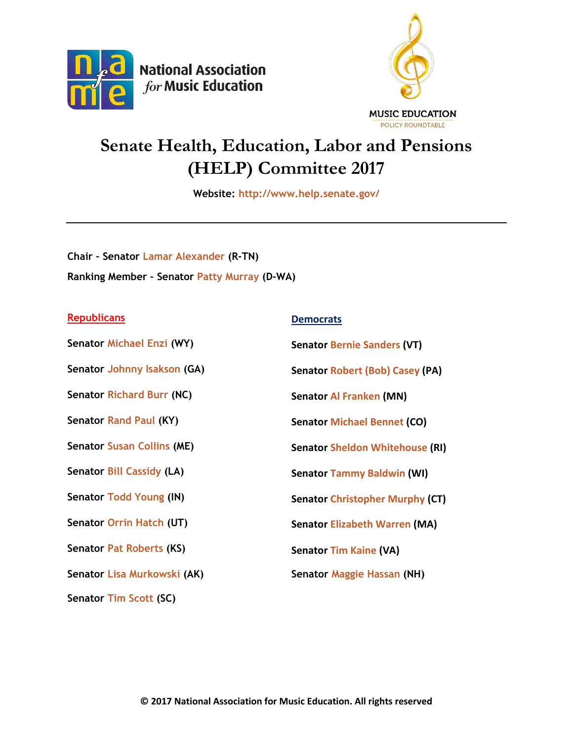National Association *for* Music Education

MUSIC EDUCATION POLICY ROUNDTABLE

# Senate Health, Education, Labor and Pensions (HELP) Committee 2017

**Website: http://www.help.senate.gov/**

---

**Chair - Senator Lamar Alexander (R-TN)**

**Ranking Member - Senator Patty Murray (D-WA)**

## Republicans

**Senator Michael Enzi (WY)**

**Senator Johnny Isakson (GA)**

**Senator Richard Burr (NC)**

**Senator Rand Paul (KY)**

**Senator Susan Collins (ME)**

**Senator Bill Cassidy (LA)**

**Senator Todd Young (IN)**

**Senator Orrin Hatch (UT)**

**Senator Pat Roberts (KS)**

**Senator Lisa Murkowski (AK)**

**Senator Tim Scott (SC)**

## Democrats

**Senator Bernie Sanders (VT)**

**Senator Robert (Bob) Casey (PA)**

**Senator Al Franken (MN)**

**Senator Michael Bennet (CO)**

**Senator Sheldon Whitehouse (RI)**

**Senator Tammy Baldwin (WI)**

**Senator Christopher Murphy (CT)**

**Senator Elizabeth Warren (MA)**

**Senator Tim Kaine (VA)**

**Senator Maggie Hassan (NH)**

**© 2017 National Association for Music Education. All rights reserved**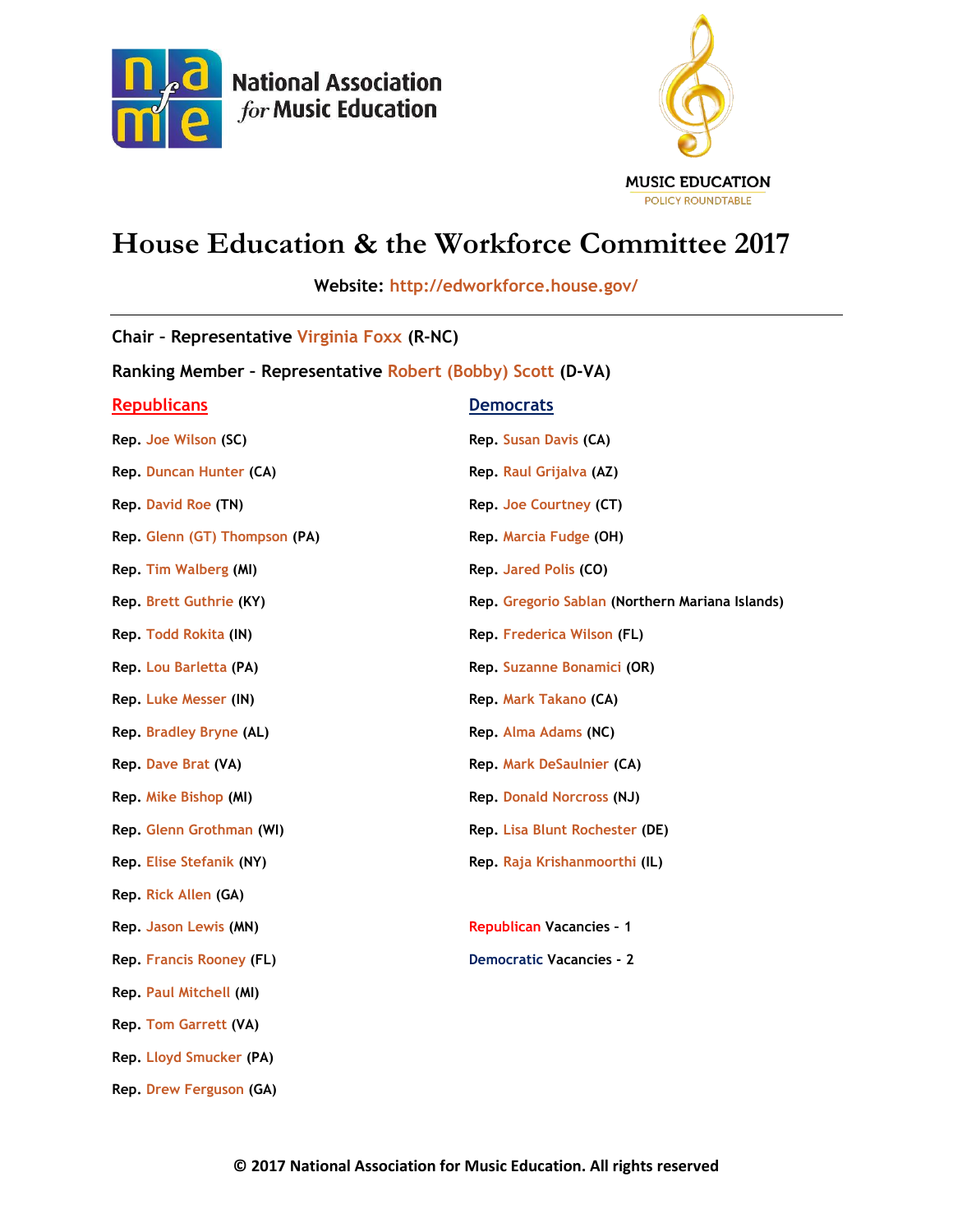National Association *for* Music Education

MUSIC EDUCATION
POLICY ROUNDTABLE

# House Education & the Workforce Committee 2017

**Website: http://edworkforce.house.gov/**

---

**Chair – Representative Virginia Foxx (R-NC)**

**Ranking Member – Representative Robert (Bobby) Scott (D-VA)**

## Republicans

- **Rep.** Joe Wilson **(SC)**
- **Rep.** Duncan Hunter **(CA)**
- **Rep.** David Roe **(TN)**
- **Rep.** Glenn (GT) Thompson **(PA)**
- **Rep.** Tim Walberg **(MI)**
- **Rep.** Brett Guthrie **(KY)**
- **Rep.** Todd Rokita **(IN)**
- **Rep.** Lou Barletta **(PA)**
- **Rep.** Luke Messer **(IN)**
- **Rep.** Bradley Bryne **(AL)**
- **Rep.** Dave Brat **(VA)**
- **Rep.** Mike Bishop **(MI)**
- **Rep.** Glenn Grothman **(WI)**
- **Rep.** Elise Stefanik **(NY)**
- **Rep.** Rick Allen **(GA)**
- **Rep.** Jason Lewis **(MN)**
- **Rep.** Francis Rooney **(FL)**
- **Rep.** Paul Mitchell **(MI)**
- **Rep.** Tom Garrett **(VA)**
- **Rep.** Lloyd Smucker **(PA)**
- **Rep.** Drew Ferguson **(GA)**

## Democrats

- **Rep.** Susan Davis **(CA)**
- **Rep.** Raul Grijalva **(AZ)**
- **Rep.** Joe Courtney **(CT)**
- **Rep.** Marcia Fudge **(OH)**
- **Rep.** Jared Polis **(CO)**
- **Rep.** Gregorio Sablan **(Northern Mariana Islands)**
- **Rep.** Frederica Wilson **(FL)**
- **Rep.** Suzanne Bonamici **(OR)**
- **Rep.** Mark Takano **(CA)**
- **Rep.** Alma Adams **(NC)**
- **Rep.** Mark DeSaulnier **(CA)**
- **Rep.** Donald Norcross **(NJ)**
- **Rep.** Lisa Blunt Rochester **(DE)**
- **Rep.** Raja Krishanmoorthi **(IL)**

Republican **Vacancies - 1**

Democratic **Vacancies - 2**

**© 2017 National Association for Music Education. All rights reserved**